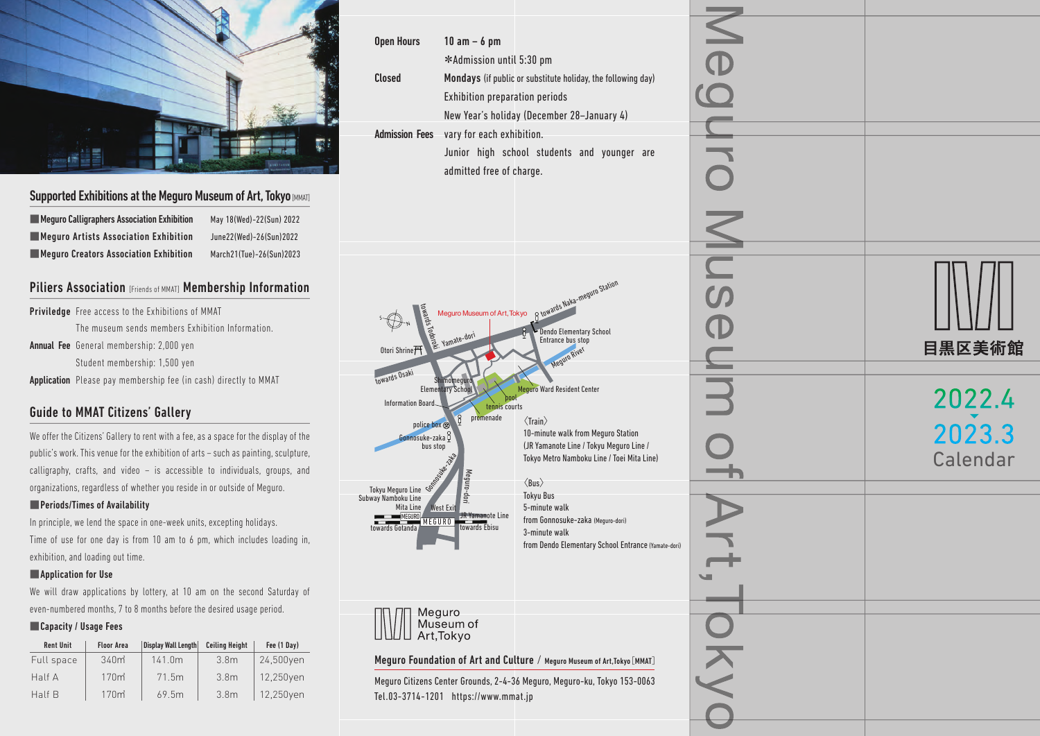## Supported Exhibitions at the Meguro Museum of Art, Tokyo [MMAT]

| | |
|---|---|
| ■ **Meguro Calligraphers Association Exhibition** | May 18(Wed)–22(Sun) 2022 |
| ■ **Meguro Artists Association Exhibition** | June22(Wed)–26(Sun)2022 |
| ■ **Meguro Creators Association Exhibition** | March21(Tue)–26(Sun)2023 |

## Piliers Association [Friends of MMAT] Membership Information

**Priviledge** Free access to the Exhibitions of MMAT
The museum sends members Exhibition Information.

**Annual Fee** General membership: 2,000 yen
Student membership: 1,500 yen

**Application** Please pay membership fee (in cash) directly to MMAT

## Guide to MMAT Citizens' Gallery

We offer the Citizens' Gallery to rent with a fee, as a space for the display of the public's work. This venue for the exhibition of arts – such as painting, sculpture, calligraphy, crafts, and video – is accessible to individuals, groups, and organizations, regardless of whether you reside in or outside of Meguro.

### ■ Periods/Times of Availability

In principle, we lend the space in one-week units, excepting holidays.
Time of use for one day is from 10 am to 6 pm, which includes loading in, exhibition, and loading out time.

### ■ Application for Use

We will draw applications by lottery, at 10 am on the second Saturday of even-numbered months, 7 to 8 months before the desired usage period.

### ■ Capacity / Usage Fees

| Rent Unit | Floor Area | Display Wall Length | Ceiling Height | Fee (1 Day) |
|---|---|---|---|---|
| Full space | 340㎡ | 141.0m | 3.8m | 24,500yen |
| Half A | 170㎡ | 71.5m | 3.8m | 12,250yen |
| Half B | 170㎡ | 69.5m | 3.8m | 12,250yen |

**Open Hours** **10 am – 6 pm**
\*Admission until 5:30 pm

**Closed** **Mondays** (if public or substitute holiday, the following day)
Exhibition preparation periods
New Year's holiday (December 28–January 4)

**Admission Fees** vary for each exhibition.
Junior high school students and younger are admitted free of charge.

Meguro Museum of Art, Tokyo / towards Naka-meguro Station / towards Todoroki / Yamate-dori / Dendo Elementary School Entrance bus stop / Meguro River / Otori Shrine / towards Osaki / Shimomeguro Elementary School / Meguro Ward Resident Center / Information Board / pool / tennis courts / promenade / police box / Gonnosuke-zaka bus stop / Gonnosuke-zaka / Meguro-dori / Tokyu Meguro Line / Subway Namboku Line / Mita Line / West Exit / JR Yamanote Line / MEGURO / towards Gotanda / towards Ebisu

〈Train〉
10-minute walk from Meguro Station
(JR Yamanote Line / Tokyu Meguro Line / Tokyo Metro Namboku Line / Toei Mita Line)

〈Bus〉
Tokyu Bus
5-minute walk
from Gonnosuke-zaka (Meguro-dori)
3-minute walk
from Dendo Elementary School Entrance (Yamate-dori)

Meguro Museum of Art,Tokyo

**Meguro Foundation of Art and Culture** / **Meguro Museum of Art,Tokyo [MMAT]**

Meguro Citizens Center Grounds, 2-4-36 Meguro, Meguro-ku, Tokyo 153-0063
Tel.03-3714-1201 https://www.mmat.jp

# Meguro Museum of Art, Tokyo

目黒区美術館

2022.4
2023.3
Calendar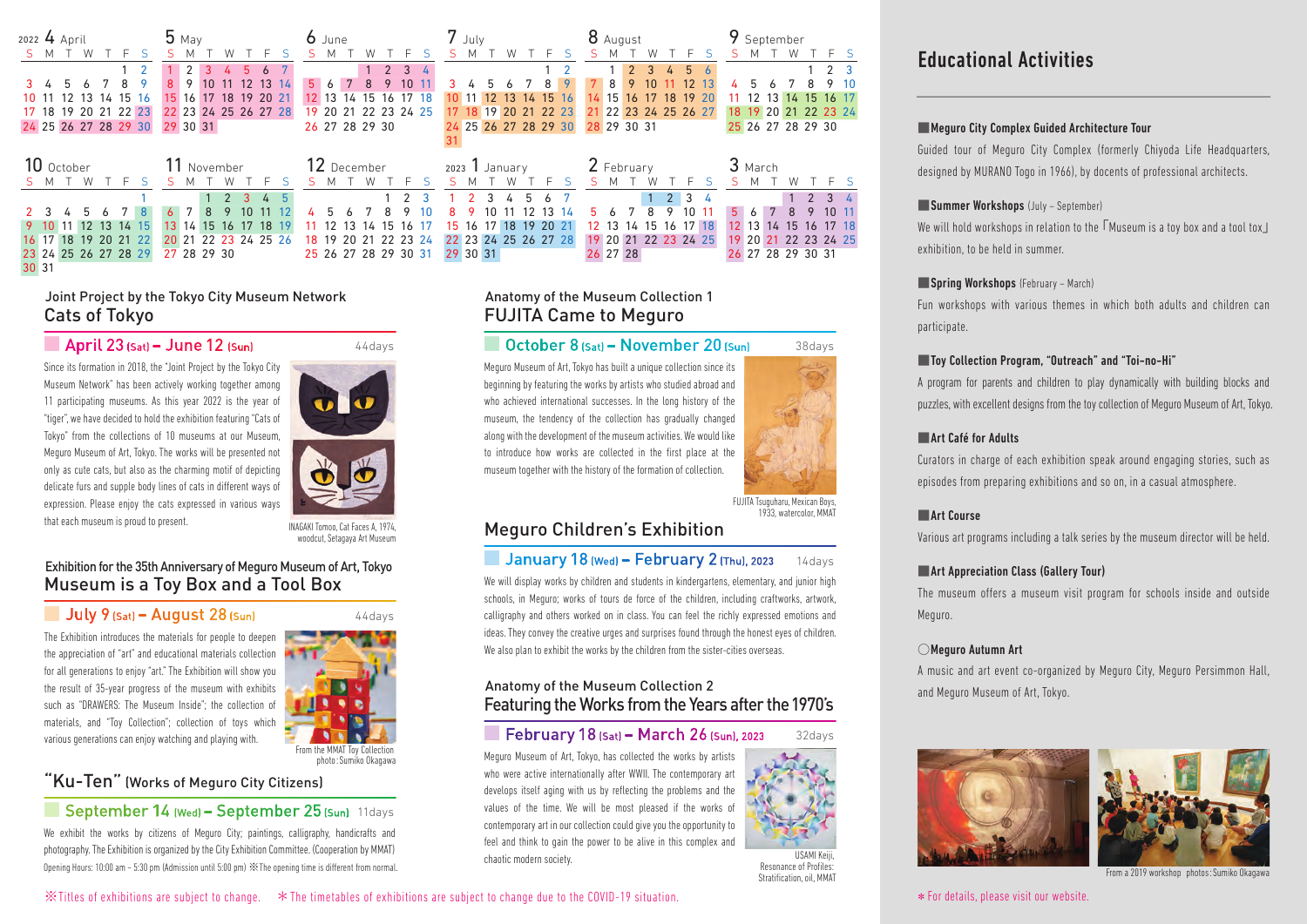2022

**4 April**

| S | M | T | W | T | F | S |
|---|---|---|---|---|---|---|
| | | | | | 1 | 2 |
| 3 | 4 | 5 | 6 | 7 | 8 | 9 |
| 10 | 11 | 12 | 13 | 14 | 15 | 16 |
| 17 | 18 | 19 | 20 | 21 | 22 | 23 |
| 24 | 25 | 26 | 27 | 28 | 29 | 30 |

**5 May**

| S | M | T | W | T | F | S |
|---|---|---|---|---|---|---|
| 1 | 2 | 3 | 4 | 5 | 6 | 7 |
| 8 | 9 | 10 | 11 | 12 | 13 | 14 |
| 15 | 16 | 17 | 18 | 19 | 20 | 21 |
| 22 | 23 | 24 | 25 | 26 | 27 | 28 |
| 29 | 30 | 31 | | | | |

**6 June**

| S | M | T | W | T | F | S |
|---|---|---|---|---|---|---|
| | | | 1 | 2 | 3 | 4 |
| 5 | 6 | 7 | 8 | 9 | 10 | 11 |
| 12 | 13 | 14 | 15 | 16 | 17 | 18 |
| 19 | 20 | 21 | 22 | 23 | 24 | 25 |
| 26 | 27 | 28 | 29 | 30 | | |

**7 July**

| S | M | T | W | T | F | S |
|---|---|---|---|---|---|---|
| | | | | | 1 | 2 |
| 3 | 4 | 5 | 6 | 7 | 8 | 9 |
| 10 | 11 | 12 | 13 | 14 | 15 | 16 |
| 17 | 18 | 19 | 20 | 21 | 22 | 23 |
| 24 | 25 | 26 | 27 | 28 | 29 | 30 |
| 31 | | | | | | |

**8 August**

| S | M | T | W | T | F | S |
|---|---|---|---|---|---|---|
| | 1 | 2 | 3 | 4 | 5 | 6 |
| 7 | 8 | 9 | 10 | 11 | 12 | 13 |
| 14 | 15 | 16 | 17 | 18 | 19 | 20 |
| 21 | 22 | 23 | 24 | 25 | 26 | 27 |
| 28 | 29 | 30 | 31 | | | |

**9 September**

| S | M | T | W | T | F | S |
|---|---|---|---|---|---|---|
| | | | | 1 | 2 | 3 |
| 4 | 5 | 6 | 7 | 8 | 9 | 10 |
| 11 | 12 | 13 | 14 | 15 | 16 | 17 |
| 18 | 19 | 20 | 21 | 22 | 23 | 24 |
| 25 | 26 | 27 | 28 | 29 | 30 | |

**10 October**

| S | M | T | W | T | F | S |
|---|---|---|---|---|---|---|
| | | | | | | 1 |
| 2 | 3 | 4 | 5 | 6 | 7 | 8 |
| 9 | 10 | 11 | 12 | 13 | 14 | 15 |
| 16 | 17 | 18 | 19 | 20 | 21 | 22 |
| 23 | 24 | 25 | 26 | 27 | 28 | 29 |
| 30 | 31 | | | | | |

**11 November**

| S | M | T | W | T | F | S |
|---|---|---|---|---|---|---|
| | | 1 | 2 | 3 | 4 | 5 |
| 6 | 7 | 8 | 9 | 10 | 11 | 12 |
| 13 | 14 | 15 | 16 | 17 | 18 | 19 |
| 20 | 21 | 22 | 23 | 24 | 25 | 26 |
| 27 | 28 | 29 | 30 | | | |

**12 December**

| S | M | T | W | T | F | S |
|---|---|---|---|---|---|---|
| | | | | 1 | 2 | 3 |
| 4 | 5 | 6 | 7 | 8 | 9 | 10 |
| 11 | 12 | 13 | 14 | 15 | 16 | 17 |
| 18 | 19 | 20 | 21 | 22 | 23 | 24 |
| 25 | 26 | 27 | 28 | 29 | 30 | 31 |

2023

**1 January**

| S | M | T | W | T | F | S |
|---|---|---|---|---|---|---|
| 1 | 2 | 3 | 4 | 5 | 6 | 7 |
| 8 | 9 | 10 | 11 | 12 | 13 | 14 |
| 15 | 16 | 17 | 18 | 19 | 20 | 21 |
| 22 | 23 | 24 | 25 | 26 | 27 | 28 |
| 29 | 30 | 31 | | | | |

**2 February**

| S | M | T | W | T | F | S |
|---|---|---|---|---|---|---|
| | | | 1 | 2 | 3 | 4 |
| 5 | 6 | 7 | 8 | 9 | 10 | 11 |
| 12 | 13 | 14 | 15 | 16 | 17 | 18 |
| 19 | 20 | 21 | 22 | 23 | 24 | 25 |
| 26 | 27 | 28 | | | | |

**3 March**

| S | M | T | W | T | F | S |
|---|---|---|---|---|---|---|
| | | | 1 | 2 | 3 | 4 |
| 5 | 6 | 7 | 8 | 9 | 10 | 11 |
| 12 | 13 | 14 | 15 | 16 | 17 | 18 |
| 19 | 20 | 21 | 22 | 23 | 24 | 25 |
| 26 | 27 | 28 | 29 | 30 | 31 | |

## Joint Project by the Tokyo City Museum Network
## Cats of Tokyo

**April 23 (Sat) – June 12 (Sun)** 44days

Since its formation in 2018, the "Joint Project by the Tokyo City Museum Network" has been actively working together among 11 participating museums. As this year 2022 is the year of "tiger", we have decided to hold the exhibition featuring "Cats of Tokyo" from the collections of 10 museums at our Museum, Meguro Museum of Art, Tokyo. The works will be presented not only as cute cats, but also as the charming motif of depicting delicate furs and supple body lines of cats in different ways of expression. Please enjoy the cats expressed in various ways that each museum is proud to present.

INAGAKI Tomoo, Cat Faces A, 1974, woodcut, Setagaya Art Museum

## Exhibition for the 35th Anniversary of Meguro Museum of Art, Tokyo
## Museum is a Toy Box and a Tool Box

**July 9 (Sat) – August 28 (Sun)** 44days

The Exhibition introduces the materials for people to deepen the appreciation of "art" and educational materials collection for all generations to enjoy "art." The Exhibition will show you the result of 35-year progress of the museum with exhibits such as "DRAWERS: The Museum Inside"; the collection of materials, and "Toy Collection"; collection of toys which various generations can enjoy watching and playing with.

From the MMAT Toy Collection
photo : Sumiko Okagawa

## "Ku-Ten" (Works of Meguro City Citizens)

**September 14 (Wed) – September 25 (Sun)** 11days

We exhibit the works by citizens of Meguro City; paintings, calligraphy, handicrafts and photography. The Exhibition is organized by the City Exhibition Committee. (Cooperation by MMAT)

Opening Hours: 10:00 am – 5:30 pm (Admission until 5:00 pm) ※The opening time is different from normal.

## Anatomy of the Museum Collection 1
## FUJITA Came to Meguro

**October 8 (Sat) – November 20 (Sun)** 38days

Meguro Museum of Art, Tokyo has built a unique collection since its beginning by featuring the works by artists who studied abroad and who achieved international successes. In the long history of the museum, the tendency of the collection has gradually changed along with the development of the museum activities. We would like to introduce how works are collected in the first place at the museum together with the history of the formation of collection.

FUJITA Tsuguharu, Mexican Boys, 1933, watercolor, MMAT

## Meguro Children's Exhibition

**January 18 (Wed) – February 2 (Thu), 2023** 14days

We will display works by children and students in kindergartens, elementary, and junior high schools, in Meguro; works of tours de force of the children, including craftworks, artwork, calligraphy and others worked on in class. You can feel the richly expressed emotions and ideas. They convey the creative urges and surprises found through the honest eyes of children. We also plan to exhibit the works by the children from the sister-cities overseas.

## Anatomy of the Museum Collection 2
## Featuring the Works from the Years after the 1970's

**February 18 (Sat) – March 26 (Sun), 2023** 32days

Meguro Museum of Art, Tokyo, has collected the works by artists who were active internationally after WWII. The contemporary art develops itself aging with us by reflecting the problems and the values of the time. We will be most pleased if the works of contemporary art in our collection could give you the opportunity to feel and think to gain the power to be alive in this complex and chaotic modern society.

USAMI Keiji, Resonance of Profiles: Stratification, oil, MMAT

※Titles of exhibitions are subject to change. ＊The timetables of exhibitions are subject to change due to the COVID-19 situation.

# Educational Activities

**■Meguro City Complex Guided Architecture Tour**

Guided tour of Meguro City Complex (formerly Chiyoda Life Headquarters, designed by MURANO Togo in 1966), by docents of professional architects.

**■Summer Workshops** (July – September)

We will hold workshops in relation to the「Museum is a toy box and a tool box」exhibition, to be held in summer.

**■Spring Workshops** (February – March)

Fun workshops with various themes in which both adults and children can participate.

**■Toy Collection Program, "Outreach" and "Toi-no-Hi"**

A program for parents and children to play dynamically with building blocks and puzzles, with excellent designs from the toy collection of Meguro Museum of Art, Tokyo.

**■Art Café for Adults**

Curators in charge of each exhibition speak around engaging stories, such as episodes from preparing exhibitions and so on, in a casual atmosphere.

**■Art Course**

Various art programs including a talk series by the museum director will be held.

**■Art Appreciation Class (Gallery Tour)**

The museum offers a museum visit program for schools inside and outside Meguro.

**○Meguro Autumn Art**

A music and art event co-organized by Meguro City, Meguro Persimmon Hall, and Meguro Museum of Art, Tokyo.

From a 2019 workshop photos : Sumiko Okagawa

＊For details, please visit our website.